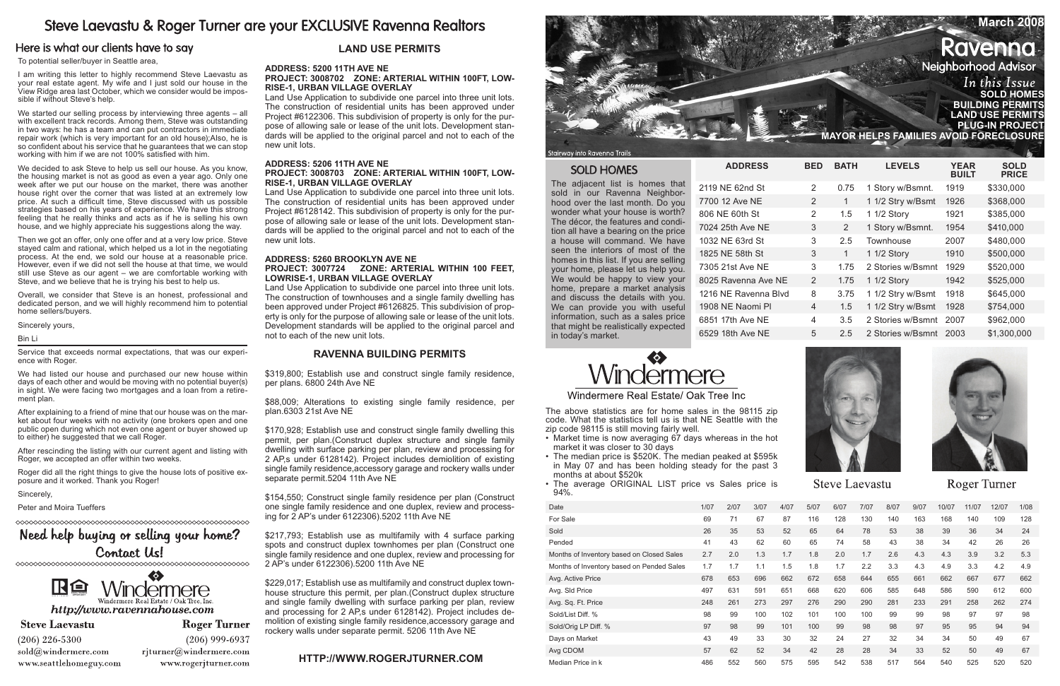# Steve Laevastu & Roger Turner are your EXCLUSIVE Ravenna Realtors

## Here is what our clients have to say

To potential seller/buyer in Seattle area,

I am writing this letter to highly recommend Steve Laevastu as your real estate agent. My wife and I just sold our house in the View Ridge area last October, which we consider would be impossible if without Steve's help.

We started our selling process by interviewing three agents – all with excellent track records. Among them, Steve was outstanding in two ways: he has a team and can put contractors in immediate repair work (which is very important for an old house);Also, he is so confident about his service that he guarantees that we can stop working with him if we are not 100% satisfied with him.

We decided to ask Steve to help us sell our house. As you know, the housing market is not as good as even a year ago. Only one week after we put our house on the market, there was another house right over the corner that was listed at an extremely low price. At such a difficult time, Steve discussed with us possible strategies based on his years of experience. We have this strong feeling that he really thinks and acts as if he is selling his own house, and we highly appreciate his suggestions along the way.

Then we got an offer, only one offer and at a very low price. Steve stayed calm and rational, which helped us a lot in the negotiating process. At the end, we sold our house at a reasonable price. However, even if we did not sell the house at that time, we would still use Steve as our agent – we are comfortable working with Steve, and we believe that he is trying his best to help us.

Overall, we consider that Steve is an honest, professional and dedicated person, and we will highly recommend him to potential home sellers/buyers.

Sincerely yours,

Bin Li

Service that exceeds normal expectations, that was our experience with Roger.

We had listed our house and purchased our new house within days of each other and would be moving with no potential buyer(s) in sight. We were facing two mortgages and a loan from a retirement plan.

After explaining to a friend of mine that our house was on the market about four weeks with no activity (one brokers open and one public open during which not even one agent or buyer showed up to either) he suggested that we call Roger.

After rescinding the listing with our current agent and listing with Roger, we accepted an offer within two weeks.

Roger did all the right things to give the house lots of positive exposure and it worked. Thank you Roger!

Sincerely,

Peter and Moira Tueffers

## Need help buying or selling your home? Contact Us!

Windermere
Windermere Real Estate / Oak Tree, Inc.
*http://www.ravennahouse.com*

| Steve Laevastu | Roger Turner |
|---|---|
| (206) 226-5300 | (206) 999-6937 |
| sold@windermere.com | rjturner@windermere.com |
| www.seattlehomeguy.com | www.rogerjturner.com |

## LAND USE PERMITS

**ADDRESS: 5200 11TH AVE NE**
**PROJECT: 3008702 ZONE: ARTERIAL WITHIN 100FT, LOW-RISE-1, URBAN VILLAGE OVERLAY**
Land Use Application to subdivide one parcel into three unit lots. The construction of residential units has been approved under Project #6122306. This subdivision of property is only for the purpose of allowing sale or lease of the unit lots. Development standards will be applied to the original parcel and not to each of the new unit lots.

**ADDRESS: 5206 11TH AVE NE**
**PROJECT: 3008703 ZONE: ARTERIAL WITHIN 100FT, LOW-RISE-1, URBAN VILLAGE OVERLAY**
Land Use Application to subdivide one parcel into three unit lots. The construction of residential units has been approved under Project #6128142. This subdivision of property is only for the purpose of allowing sale or lease of the unit lots. Development standards will be applied to the original parcel and not to each of the new unit lots.

**ADDRESS: 5260 BROOKLYN AVE NE**
**PROJECT: 3007724 ZONE: ARTERIAL WITHIN 100 FEET, LOWRISE-1, URBAN VILLAGE OVERLAY**
Land Use Application to subdivide one parcel into three unit lots. The construction of townhouses and a single family dwelling has been approved under Project #6126825. This subdivision of property is only for the purpose of allowing sale or lease of the unit lots. Development standards will be applied to the original parcel and not to each of the new unit lots.

## RAVENNA BUILDING PERMITS

$319,800; Establish use and construct single family residence, per plans. 6800 24th Ave NE

$88,009; Alterations to existing single family residence, per plan.6303 21st Ave NE

$170,928; Establish use and construct single family dwelling this permit, per plan.(Construct duplex structure and single family dwelling with surface parking per plan, review and processing for 2 AP,s under 6128142). Project includes demiolition of existing single family residence,accessory garage and rockery walls under separate permit.5204 11th Ave NE

$154,550; Construct single family residence per plan (Construct one single family residence and one duplex, review and processing for 2 AP's under 6122306).5202 11th Ave NE

$217,793; Establish use as multifamily with 4 surface parking spots and construct duplex townhomes per plan (Construct one single family residence and one duplex, review and processing for 2 AP's under 6122306).5200 11th Ave NE

$229,017; Establish use as multifamily and construct duplex townhouse structure this permit, per plan.(Construct duplex structure and single family dwelling with surface parking per plan, review and processing for 2 AP,s under 6128142). Project includes demolition of existing single family residence,accessory garage and rockery walls under separate permit. 5206 11th Ave NE

**HTTP://WWW.ROGERJTURNER.COM**

# March 2008
# Ravenna Neighborhood Advisor

*In this Issue*
**SOLD HOMES**
**BUILDING PERMITS**
**LAND USE PERMITS**
**PLUG-IN PROJECT**
**MAYOR HELPS FAMILIES AVOID FORECLOSURE**

Stairway into Ravenna Trails

## SOLD HOMES

The adjacent list is homes that sold in our Ravenna Neighborhood over the last month. Do you wonder what your house is worth? The décor, the features and condition all have a bearing on the price a house will command. We have seen the interiors of most of the homes in this list. If you are selling your home, please let us help you. We would be happy to view your home, prepare a market analysis and discuss the details with you. We can provide you with useful information, such as a sales price that might be realistically expected in today's market.

| ADDRESS | BED | BATH | LEVELS | YEAR BUILT | SOLD PRICE |
|---|---|---|---|---|---|
| 2119 NE 62nd St | 2 | 0.75 | 1 Story w/Bsmnt. | 1919 | $330,000 |
| 7700 12 Ave NE | 2 | 1 | 1 1/2 Stry w/Bsmt | 1926 | $368,000 |
| 806 NE 60th St | 2 | 1.5 | 1 1/2 Story | 1921 | $385,000 |
| 7024 25th Ave NE | 3 | 2 | 1 Story w/Bsmnt. | 1954 | $410,000 |
| 1032 NE 63rd St | 3 | 2.5 | Townhouse | 2007 | $480,000 |
| 1825 NE 58th St | 3 | 1 | 1 1/2 Story | 1910 | $500,000 |
| 7305 21st Ave NE | 3 | 1.75 | 2 Stories w/Bsmnt | 1929 | $520,000 |
| 8025 Ravenna Ave NE | 2 | 1.75 | 1 1/2 Story | 1942 | $525,000 |
| 1216 NE Ravenna Blvd | 8 | 3.75 | 1 1/2 Stry w/Bsmt | 1918 | $645,000 |
| 1908 NE Naomi Pl | 4 | 1.5 | 1 1/2 Stry w/Bsmt | 1928 | $754,000 |
| 6851 17th Ave NE | 4 | 3.5 | 2 Stories w/Bsmnt | 2007 | $962,000 |
| 6529 18th Ave NE | 5 | 2.5 | 2 Stories w/Bsmnt | 2003 | $1,300,000 |

Windermere
Windermere Real Estate/ Oak Tree Inc

The above statistics are for home sales in the 98115 zip code. What the statistics tell us is that NE Seattle with the zip code 98115 is still moving fairly well.

- Market time is now averaging 67 days whereas in the hot market it was closer to 30 days
- The median price is $520K. The median peaked at $595k in May 07 and has been holding steady for the past 3 months at about $520k
- The average ORIGINAL LIST price vs Sales price is 94%.

Steve Laevastu

Roger Turner

| Date | 1/07 | 2/07 | 3/07 | 4/07 | 5/07 | 6/07 | 7/07 | 8/07 | 9/07 | 10/07 | 11/07 | 12/07 | 1/08 |
|---|---|---|---|---|---|---|---|---|---|---|---|---|---|
| For Sale | 69 | 71 | 67 | 87 | 116 | 128 | 130 | 140 | 163 | 168 | 140 | 109 | 128 |
| Sold | 26 | 35 | 53 | 52 | 65 | 64 | 78 | 53 | 38 | 39 | 36 | 34 | 24 |
| Pended | 41 | 43 | 62 | 60 | 65 | 74 | 58 | 43 | 38 | 34 | 42 | 26 | 26 |
| Months of Inventory based on Closed Sales | 2.7 | 2.0 | 1.3 | 1.7 | 1.8 | 2.0 | 1.7 | 2.6 | 4.3 | 4.3 | 3.9 | 3.2 | 5.3 |
| Months of Inventory based on Pended Sales | 1.7 | 1.7 | 1.1 | 1.5 | 1.8 | 1.7 | 2.2 | 3.3 | 4.3 | 4.9 | 3.3 | 4.2 | 4.9 |
| Avg. Active Price | 678 | 653 | 696 | 662 | 672 | 658 | 644 | 655 | 661 | 662 | 667 | 677 | 662 |
| Avg. Sld Price | 497 | 631 | 591 | 651 | 668 | 620 | 606 | 585 | 648 | 586 | 590 | 612 | 600 |
| Avg. Sq. Ft. Price | 248 | 261 | 273 | 297 | 276 | 290 | 290 | 281 | 233 | 291 | 258 | 262 | 274 |
| Sold/List Diff. % | 98 | 99 | 100 | 102 | 101 | 100 | 100 | 99 | 99 | 98 | 97 | 97 | 98 |
| Sold/Orig LP Diff. % | 97 | 98 | 99 | 101 | 100 | 99 | 98 | 98 | 97 | 95 | 95 | 94 | 94 |
| Days on Market | 43 | 49 | 33 | 30 | 32 | 24 | 27 | 32 | 34 | 34 | 50 | 49 | 67 |
| Avg CDOM | 57 | 62 | 52 | 34 | 42 | 28 | 28 | 34 | 33 | 52 | 50 | 49 | 67 |
| Median Price in k | 486 | 552 | 560 | 575 | 595 | 542 | 538 | 517 | 564 | 540 | 525 | 520 | 520 |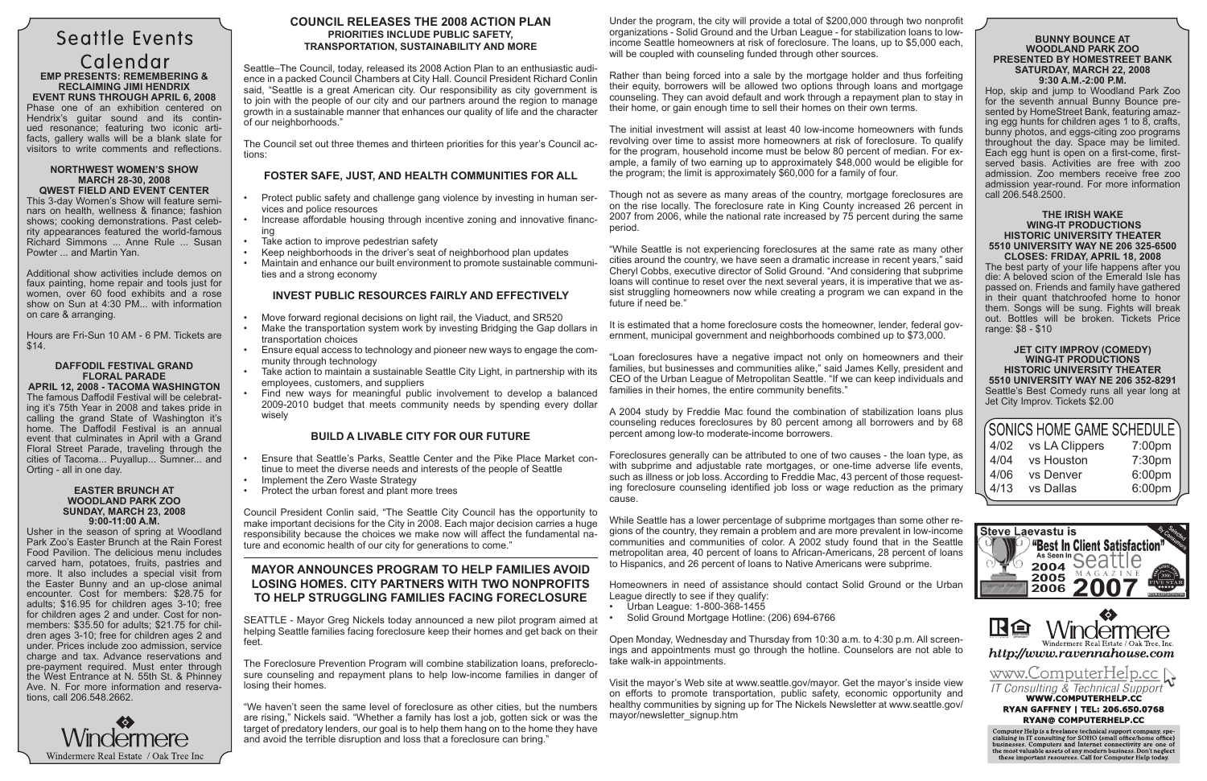# Seattle Events Calendar

### EMP PRESENTS: REMEMBERING & RECLAIMING JIMI HENDRIX
**EVENT RUNS THROUGH APRIL 6, 2008**

Phase one of an exhibition centered on Hendrix's guitar sound and its continued resonance; featuring two iconic artifacts, gallery walls will be a blank slate for visitors to write comments and reflections.

### NORTHWEST WOMEN'S SHOW
**MARCH 28-30, 2008**
**QWEST FIELD AND EVENT CENTER**

This 3-day Women's Show will feature seminars on health, wellness & finance; fashion shows; cooking demonstrations. Past celebrity appearances featured the world-famous Richard Simmons ... Anne Rule ... Susan Powter ... and Martin Yan.

Additional show activities include demos on faux painting, home repair and tools just for women, over 60 food exhibits and a rose show on Sun at 4:30 PM... with information on care & arranging.

Hours are Fri-Sun 10 AM - 6 PM. Tickets are $14.

### DAFFODIL FESTIVAL GRAND FLORAL PARADE
**APRIL 12, 2008 - TACOMA WASHINGTON**

The famous Daffodil Festival will be celebrating it's 75th Year in 2008 and takes pride in calling the grand State of Washington it's home. The Daffodil Festival is an annual event that culminates in April with a Grand Floral Street Parade, traveling through the cities of Tacoma... Puyallup... Sumner... and Orting - all in one day.

### EASTER BRUNCH AT WOODLAND PARK ZOO
**SUNDAY, MARCH 23, 2008**
**9:00-11:00 A.M.**

Usher in the season of spring at Woodland Park Zoo's Easter Brunch at the Rain Forest Food Pavilion. The delicious menu includes carved ham, potatoes, fruits, pastries and more. It also includes a special visit from the Easter Bunny and an up-close animal encounter. Cost for members: $28.75 for adults; $16.95 for children ages 3-10; free for children ages 2 and under. Cost for nonmembers: $35.50 for adults; $21.75 for children ages 3-10; free for children ages 2 and under. Prices include zoo admission, service charge and tax. Advance reservations and pre-payment required. Must enter through the West Entrance at N. 55th St. & Phinney Ave. N. For more information and reservations, call 206.548.2662.

Windermere
Windermere Real Estate / Oak Tree Inc

## COUNCIL RELEASES THE 2008 ACTION PLAN
### PRIORITIES INCLUDE PUBLIC SAFETY, TRANSPORTATION, SUSTAINABILITY AND MORE

Seattle–The Council, today, released its 2008 Action Plan to an enthusiastic audience in a packed Council Chambers at City Hall. Council President Richard Conlin said, "Seattle is a great American city. Our responsibility as city government is to join with the people of our city and our partners around the region to manage growth in a sustainable manner that enhances our quality of life and the character of our neighborhoods."

The Council set out three themes and thirteen priorities for this year's Council actions:

### FOSTER SAFE, JUST, AND HEALTH COMMUNITIES FOR ALL

- Protect public safety and challenge gang violence by investing in human services and police resources
- Increase affordable housing through incentive zoning and innovative financing
- Take action to improve pedestrian safety
- Keep neighborhoods in the driver's seat of neighborhood plan updates
- Maintain and enhance our built environment to promote sustainable communities and a strong economy

### INVEST PUBLIC RESOURCES FAIRLY AND EFFECTIVELY

- Move forward regional decisions on light rail, the Viaduct, and SR520
- Make the transportation system work by investing Bridging the Gap dollars in transportation choices
- Ensure equal access to technology and pioneer new ways to engage the community through technology
- Take action to maintain a sustainable Seattle City Light, in partnership with its employees, customers, and suppliers
- Find new ways for meaningful public involvement to develop a balanced 2009-2010 budget that meets community needs by spending every dollar wisely

### BUILD A LIVABLE CITY FOR OUR FUTURE

- Ensure that Seattle's Parks, Seattle Center and the Pike Place Market continue to meet the diverse needs and interests of the people of Seattle
- Implement the Zero Waste Strategy
- Protect the urban forest and plant more trees

Council President Conlin said, "The Seattle City Council has the opportunity to make important decisions for the City in 2008. Each major decision carries a huge responsibility because the choices we make now will affect the fundamental nature and economic health of our city for generations to come."

## MAYOR ANNOUNCES PROGRAM TO HELP FAMILIES AVOID LOSING HOMES. CITY PARTNERS WITH TWO NONPROFITS TO HELP STRUGGLING FAMILIES FACING FORECLOSURE

SEATTLE - Mayor Greg Nickels today announced a new pilot program aimed at helping Seattle families facing foreclosure keep their homes and get back on their feet.

The Foreclosure Prevention Program will combine stabilization loans, preforeclosure counseling and repayment plans to help low-income families in danger of losing their homes.

"We haven't seen the same level of foreclosure as other cities, but the numbers are rising," Nickels said. "Whether a family has lost a job, gotten sick or was the target of predatory lenders, our goal is to help them hang on to the home they have and avoid the terrible disruption and loss that a foreclosure can bring."

Under the program, the city will provide a total of $200,000 through two nonprofit organizations - Solid Ground and the Urban League - for stabilization loans to low-income Seattle homeowners at risk of foreclosure. The loans, up to $5,000 each, will be coupled with counseling funded through other sources.

Rather than being forced into a sale by the mortgage holder and thus forfeiting their equity, borrowers will be allowed two options through loans and mortgage counseling. They can avoid default and work through a repayment plan to stay in their home, or gain enough time to sell their homes on their own terms.

The initial investment will assist at least 40 low-income homeowners with funds revolving over time to assist more homeowners at risk of foreclosure. To qualify for the program, household income must be below 80 percent of median. For example, a family of two earning up to approximately $48,000 would be eligible for the program; the limit is approximately $60,000 for a family of four.

Though not as severe as many areas of the country, mortgage foreclosures are on the rise locally. The foreclosure rate in King County increased 26 percent in 2007 from 2006, while the national rate increased by 75 percent during the same period.

"While Seattle is not experiencing foreclosures at the same rate as many other cities around the country, we have seen a dramatic increase in recent years," said Cheryl Cobbs, executive director of Solid Ground. "And considering that subprime loans will continue to reset over the next several years, it is imperative that we assist struggling homeowners now while creating a program we can expand in the future if need be."

It is estimated that a home foreclosure costs the homeowner, lender, federal government, municipal government and neighborhoods combined up to $73,000.

"Loan foreclosures have a negative impact not only on homeowners and their families, but businesses and communities alike," said James Kelly, president and CEO of the Urban League of Metropolitan Seattle. "If we can keep individuals and families in their homes, the entire community benefits."

A 2004 study by Freddie Mac found the combination of stabilization loans plus counseling reduces foreclosures by 80 percent among all borrowers and by 68 percent among low-to moderate-income borrowers.

Foreclosures generally can be attributed to one of two causes - the loan type, as with subprime and adjustable rate mortgages, or one-time adverse life events, such as illness or job loss. According to Freddie Mac, 43 percent of those requesting foreclosure counseling identified job loss or wage reduction as the primary cause.

While Seattle has a lower percentage of subprime mortgages than some other regions of the country, they remain a problem and are more prevalent in low-income communities and communities of color. A 2002 study found that in the Seattle metropolitan area, 40 percent of loans to African-Americans, 28 percent of loans to Hispanics, and 26 percent of loans to Native Americans were subprime.

Homeowners in need of assistance should contact Solid Ground or the Urban League directly to see if they qualify:

- Urban League: 1-800-368-1455
- Solid Ground Mortgage Hotline: (206) 694-6766

Open Monday, Wednesday and Thursday from 10:30 a.m. to 4:30 p.m. All screenings and appointments must go through the hotline. Counselors are not able to take walk-in appointments.

Visit the mayor's Web site at www.seattle.gov/mayor. Get the mayor's inside view on efforts to promote transportation, public safety, economic opportunity and healthy communities by signing up for The Nickels Newsletter at www.seattle.gov/mayor/newsletter_signup.htm

### BUNNY BOUNCE AT WOODLAND PARK ZOO PRESENTED BY HOMESTREET BANK
**SATURDAY, MARCH 22, 2008**
**9:30 A.M.-2:00 P.M.**

Hop, skip and jump to Woodland Park Zoo for the seventh annual Bunny Bounce presented by HomeStreet Bank, featuring amazing egg hunts for children ages 1 to 8, crafts, bunny photos, and eggs-citing zoo programs throughout the day. Space may be limited. Each egg hunt is open on a first-come, first-served basis. Activities are free with zoo admission. Zoo members receive free zoo admission year-round. For more information call 206.548.2500.

### THE IRISH WAKE
**WING-IT PRODUCTIONS**
**HISTORIC UNIVERSITY THEATER**
**5510 UNIVERSITY WAY NE 206 325-6500**
**CLOSES: FRIDAY, APRIL 18, 2008**

The best party of your life happens after you die: A beloved scion of the Emerald Isle has passed on. Friends and family have gathered in their quant thatchroofed home to honor them. Songs will be sung. Fights will break out. Bottles will be broken. Tickets Price range: $8 - $10

### JET CITY IMPROV (COMEDY)
**WING-IT PRODUCTIONS**
**HISTORIC UNIVERSITY THEATER**
**5510 UNIVERSITY WAY NE 206 352-8291**

Seattle's Best Comedy runs all year long at Jet City Improv. Tickets $2.00

### SONICS HOME GAME SCHEDULE

| | | |
|---|---|---|
| 4/02 | vs LA Clippers | 7:00pm |
| 4/04 | vs Houston | 7:30pm |
| 4/06 | vs Denver | 6:00pm |
| 4/13 | vs Dallas | 6:00pm |

Steve Laevastu is "Best In Client Satisfaction" As Seen In Seattle Magazine 2004 2005 2006 2007

Windermere
Windermere Real Estate / Oak Tree, Inc.
http://www.ravennahouse.com

www.ComputerHelp.cc
IT Consulting & Technical Support
WWW.COMPUTERHELP.CC
RYAN GAFFNEY | TEL: 206.650.0768
RYAN@ COMPUTERHELP.CC

Computer Help is a freelance technical support company specializing in IT consulting for SOHO (small office/home office) businesses. Computers and Internet connectivity are one of the most valuable assets of any modern business. Don't neglect these important resources. Call for Computer Help today.